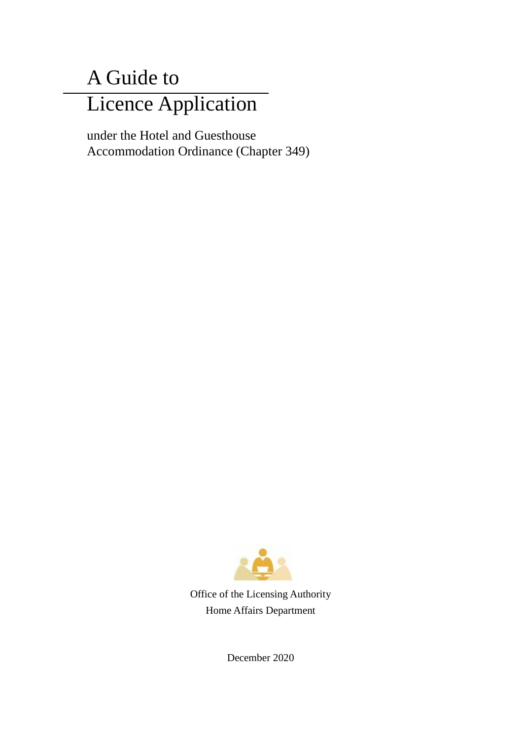# A Guide to Licence Application

under the Hotel and Guesthouse Accommodation Ordinance (Chapter 349)

Office of the Licensing Authority
Home Affairs Department

December 2020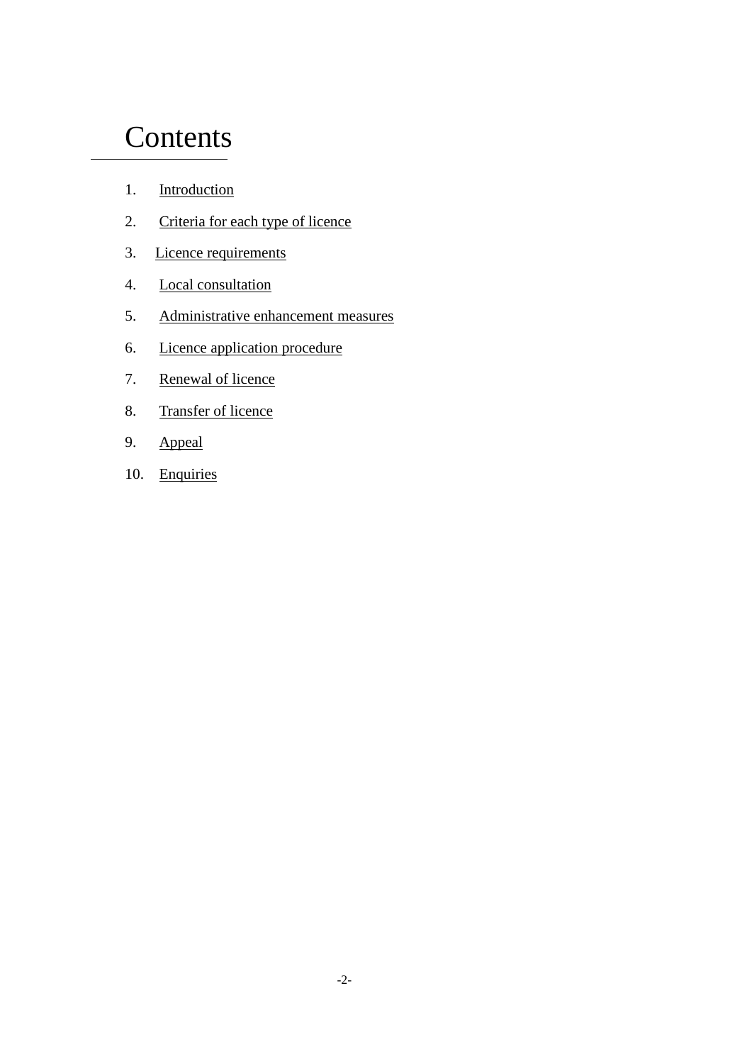# Contents

1. Introduction
2. Criteria for each type of licence
3. Licence requirements
4. Local consultation
5. Administrative enhancement measures
6. Licence application procedure
7. Renewal of licence
8. Transfer of licence
9. Appeal
10. Enquiries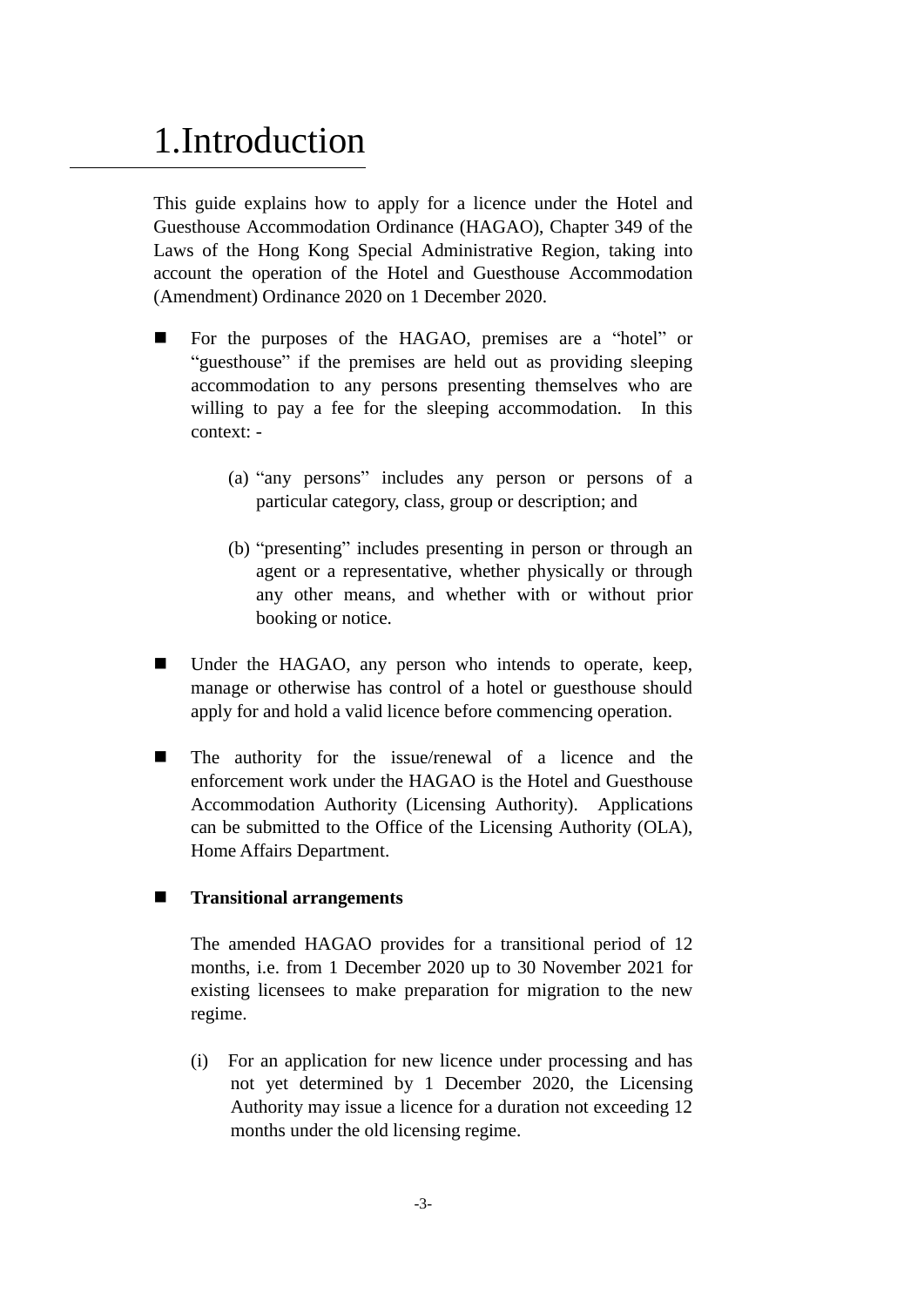# 1.Introduction

This guide explains how to apply for a licence under the Hotel and Guesthouse Accommodation Ordinance (HAGAO), Chapter 349 of the Laws of the Hong Kong Special Administrative Region, taking into account the operation of the Hotel and Guesthouse Accommodation (Amendment) Ordinance 2020 on 1 December 2020.

- For the purposes of the HAGAO, premises are a "hotel" or "guesthouse" if the premises are held out as providing sleeping accommodation to any persons presenting themselves who are willing to pay a fee for the sleeping accommodation. In this context: -

  (a) "any persons" includes any person or persons of a particular category, class, group or description; and

  (b) "presenting" includes presenting in person or through an agent or a representative, whether physically or through any other means, and whether with or without prior booking or notice.

- Under the HAGAO, any person who intends to operate, keep, manage or otherwise has control of a hotel or guesthouse should apply for and hold a valid licence before commencing operation.

- The authority for the issue/renewal of a licence and the enforcement work under the HAGAO is the Hotel and Guesthouse Accommodation Authority (Licensing Authority). Applications can be submitted to the Office of the Licensing Authority (OLA), Home Affairs Department.

- **Transitional arrangements**

  The amended HAGAO provides for a transitional period of 12 months, i.e. from 1 December 2020 up to 30 November 2021 for existing licensees to make preparation for migration to the new regime.

  (i) For an application for new licence under processing and has not yet determined by 1 December 2020, the Licensing Authority may issue a licence for a duration not exceeding 12 months under the old licensing regime.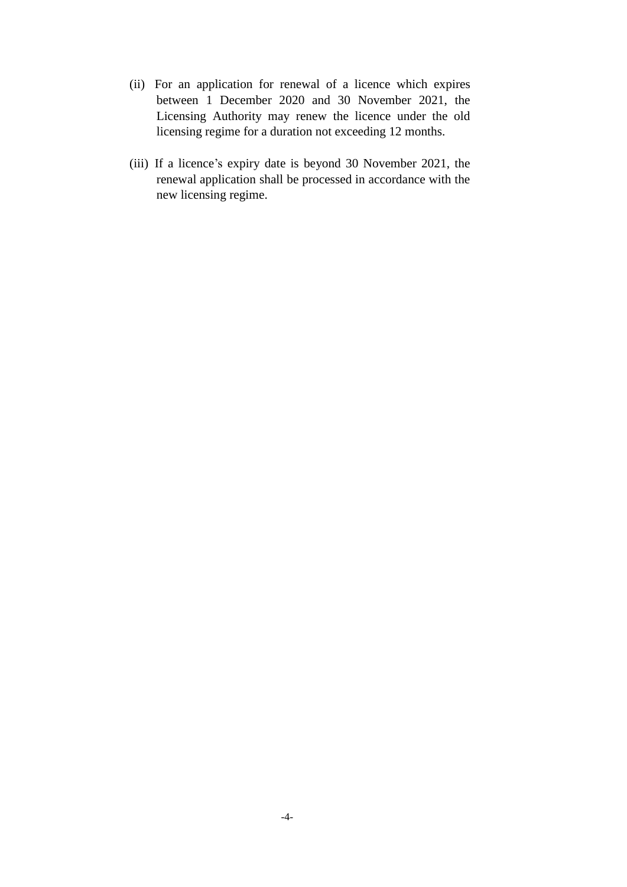(ii) For an application for renewal of a licence which expires between 1 December 2020 and 30 November 2021, the Licensing Authority may renew the licence under the old licensing regime for a duration not exceeding 12 months.

(iii) If a licence's expiry date is beyond 30 November 2021, the renewal application shall be processed in accordance with the new licensing regime.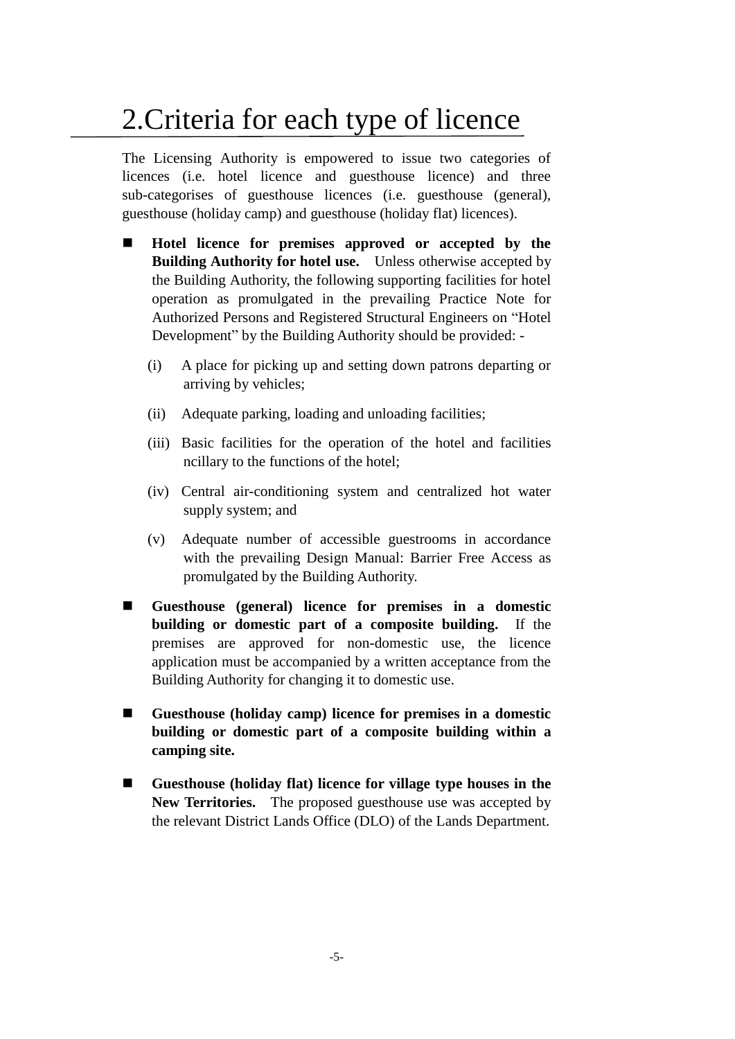# 2.Criteria for each type of licence

The Licensing Authority is empowered to issue two categories of licences (i.e. hotel licence and guesthouse licence) and three sub-categorises of guesthouse licences (i.e. guesthouse (general), guesthouse (holiday camp) and guesthouse (holiday flat) licences).

- **Hotel licence for premises approved or accepted by the Building Authority for hotel use.** Unless otherwise accepted by the Building Authority, the following supporting facilities for hotel operation as promulgated in the prevailing Practice Note for Authorized Persons and Registered Structural Engineers on "Hotel Development" by the Building Authority should be provided: -

  (i) A place for picking up and setting down patrons departing or arriving by vehicles;

  (ii) Adequate parking, loading and unloading facilities;

  (iii) Basic facilities for the operation of the hotel and facilities ncillary to the functions of the hotel;

  (iv) Central air-conditioning system and centralized hot water supply system; and

  (v) Adequate number of accessible guestrooms in accordance with the prevailing Design Manual: Barrier Free Access as promulgated by the Building Authority.

- **Guesthouse (general) licence for premises in a domestic building or domestic part of a composite building.** If the premises are approved for non-domestic use, the licence application must be accompanied by a written acceptance from the Building Authority for changing it to domestic use.

- **Guesthouse (holiday camp) licence for premises in a domestic building or domestic part of a composite building within a camping site.**

- **Guesthouse (holiday flat) licence for village type houses in the New Territories.** The proposed guesthouse use was accepted by the relevant District Lands Office (DLO) of the Lands Department.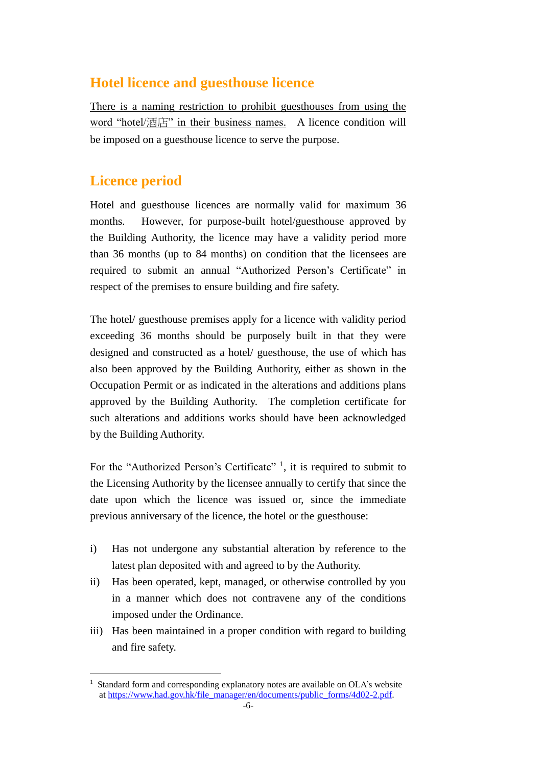## Hotel licence and guesthouse licence

<u>There is a naming restriction to prohibit guesthouses from using the word “hotel/酒店” in their business names.</u> A licence condition will be imposed on a guesthouse licence to serve the purpose.

## Licence period

Hotel and guesthouse licences are normally valid for maximum 36 months. However, for purpose-built hotel/guesthouse approved by the Building Authority, the licence may have a validity period more than 36 months (up to 84 months) on condition that the licensees are required to submit an annual “Authorized Person’s Certificate” in respect of the premises to ensure building and fire safety.

The hotel/ guesthouse premises apply for a licence with validity period exceeding 36 months should be purposely built in that they were designed and constructed as a hotel/ guesthouse, the use of which has also been approved by the Building Authority, either as shown in the Occupation Permit or as indicated in the alterations and additions plans approved by the Building Authority. The completion certificate for such alterations and additions works should have been acknowledged by the Building Authority.

For the “Authorized Person’s Certificate” [1], it is required to submit to the Licensing Authority by the licensee annually to certify that since the date upon which the licence was issued or, since the immediate previous anniversary of the licence, the hotel or the guesthouse:

i) Has not undergone any substantial alteration by reference to the latest plan deposited with and agreed to by the Authority.
ii) Has been operated, kept, managed, or otherwise controlled by you in a manner which does not contravene any of the conditions imposed under the Ordinance.
iii) Has been maintained in a proper condition with regard to building and fire safety.

---

[1] Standard form and corresponding explanatory notes are available on OLA’s website at https://www.had.gov.hk/file_manager/en/documents/public_forms/4d02-2.pdf.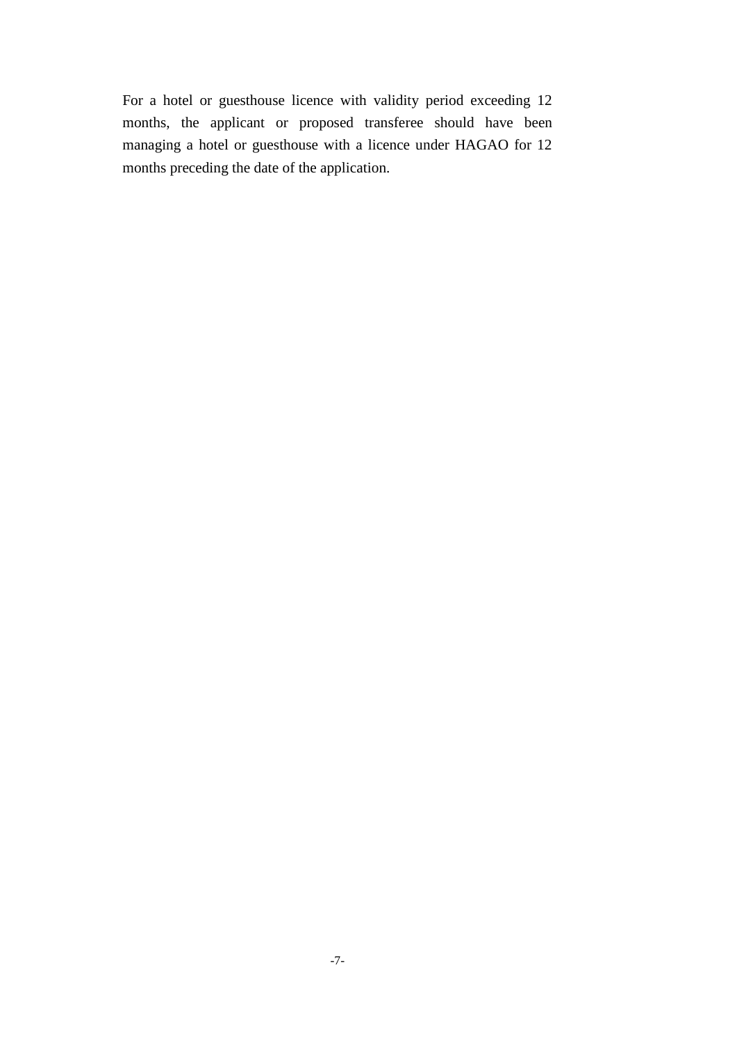For a hotel or guesthouse licence with validity period exceeding 12 months, the applicant or proposed transferee should have been managing a hotel or guesthouse with a licence under HAGAO for 12 months preceding the date of the application.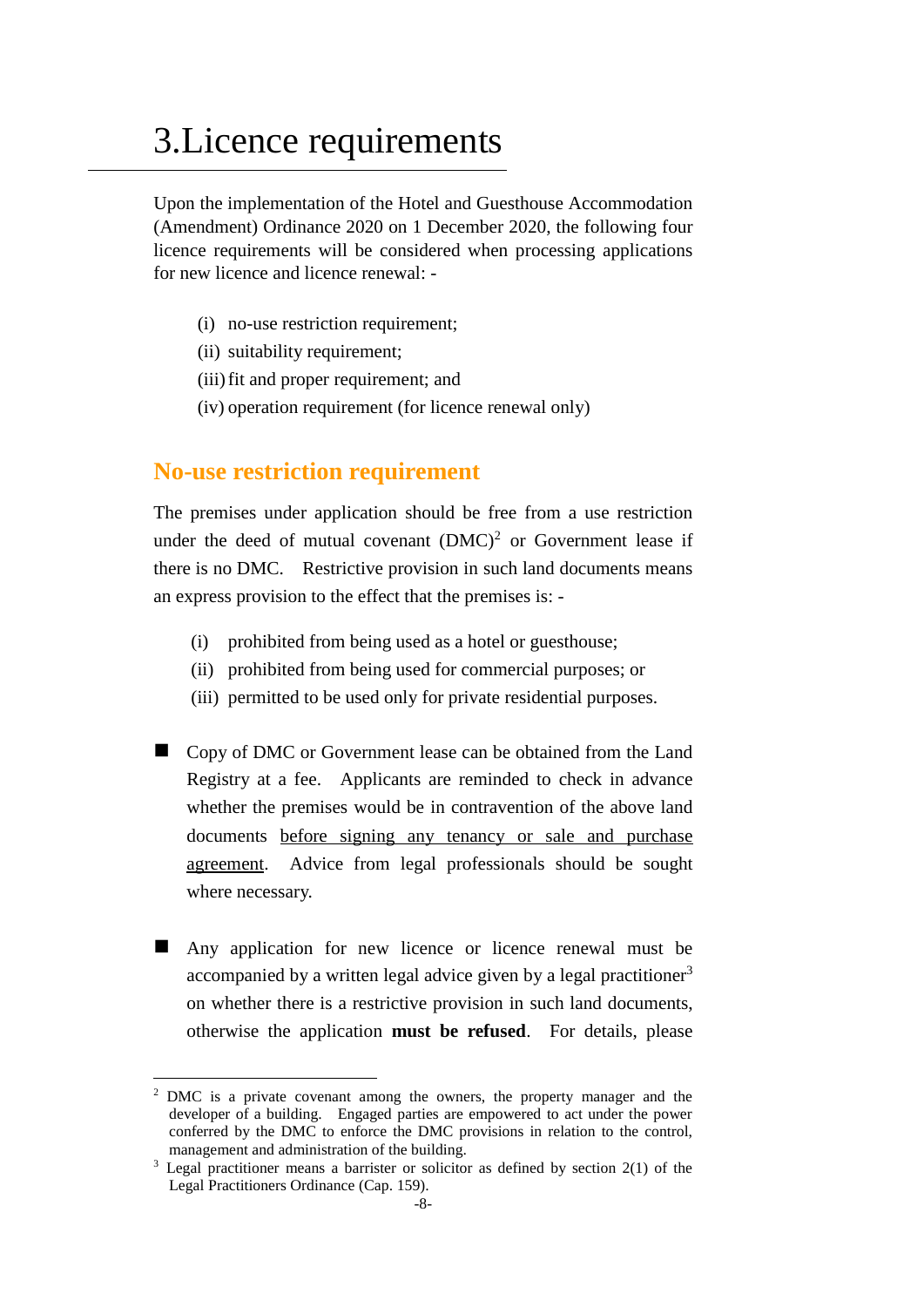# 3.Licence requirements

Upon the implementation of the Hotel and Guesthouse Accommodation (Amendment) Ordinance 2020 on 1 December 2020, the following four licence requirements will be considered when processing applications for new licence and licence renewal: -

(i) no-use restriction requirement;
(ii) suitability requirement;
(iii) fit and proper requirement; and
(iv) operation requirement (for licence renewal only)

## No-use restriction requirement

The premises under application should be free from a use restriction under the deed of mutual covenant (DMC)[2] or Government lease if there is no DMC. Restrictive provision in such land documents means an express provision to the effect that the premises is: -

(i) prohibited from being used as a hotel or guesthouse;
(ii) prohibited from being used for commercial purposes; or
(iii) permitted to be used only for private residential purposes.

- Copy of DMC or Government lease can be obtained from the Land Registry at a fee. Applicants are reminded to check in advance whether the premises would be in contravention of the above land documents <u>before signing any tenancy or sale and purchase agreement</u>. Advice from legal professionals should be sought where necessary.

- Any application for new licence or licence renewal must be accompanied by a written legal advice given by a legal practitioner[3] on whether there is a restrictive provision in such land documents, otherwise the application **must be refused**. For details, please

---

[2] DMC is a private covenant among the owners, the property manager and the developer of a building. Engaged parties are empowered to act under the power conferred by the DMC to enforce the DMC provisions in relation to the control, management and administration of the building.

[3] Legal practitioner means a barrister or solicitor as defined by section 2(1) of the Legal Practitioners Ordinance (Cap. 159).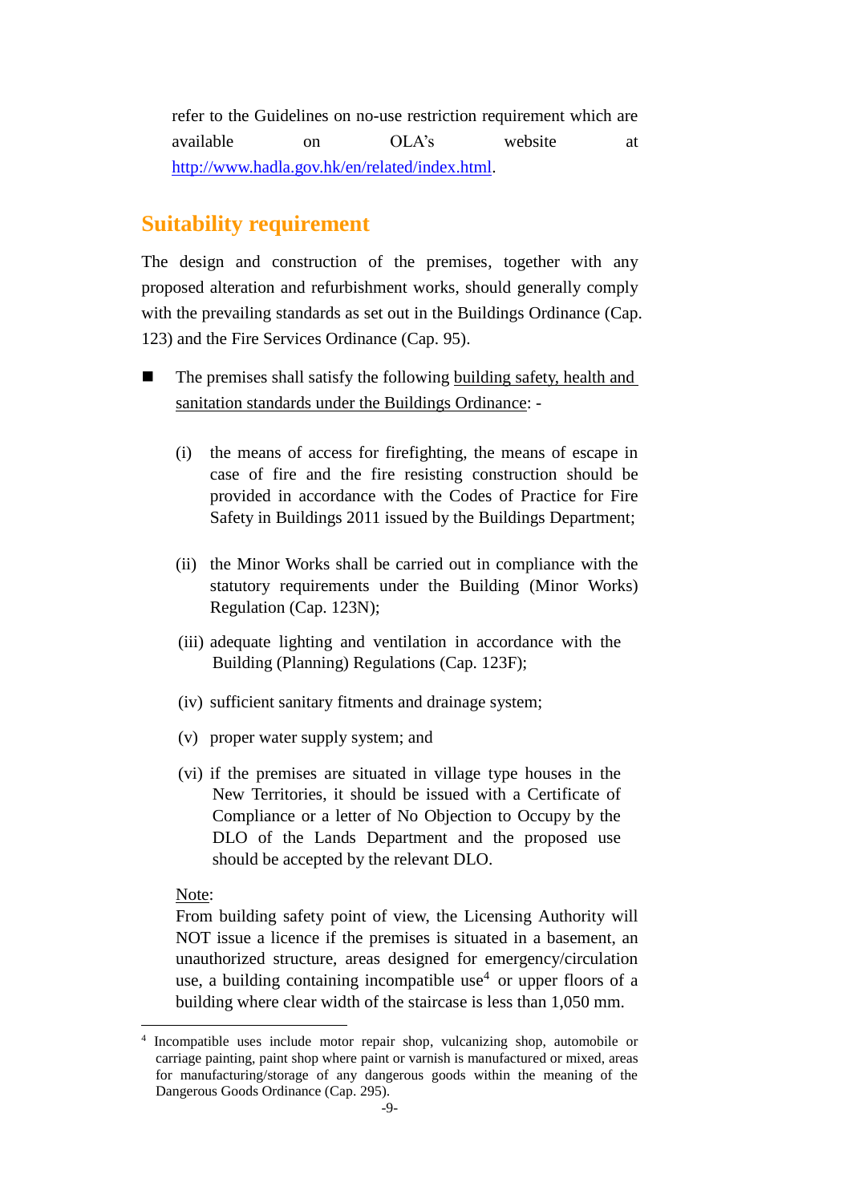refer to the Guidelines on no-use restriction requirement which are available on OLA's website at http://www.hadla.gov.hk/en/related/index.html.

## Suitability requirement

The design and construction of the premises, together with any proposed alteration and refurbishment works, should generally comply with the prevailing standards as set out in the Buildings Ordinance (Cap. 123) and the Fire Services Ordinance (Cap. 95).

- The premises shall satisfy the following building safety, health and sanitation standards under the Buildings Ordinance: -

  (i) the means of access for firefighting, the means of escape in case of fire and the fire resisting construction should be provided in accordance with the Codes of Practice for Fire Safety in Buildings 2011 issued by the Buildings Department;

  (ii) the Minor Works shall be carried out in compliance with the statutory requirements under the Building (Minor Works) Regulation (Cap. 123N);

  (iii) adequate lighting and ventilation in accordance with the Building (Planning) Regulations (Cap. 123F);

  (iv) sufficient sanitary fitments and drainage system;

  (v) proper water supply system; and

  (vi) if the premises are situated in village type houses in the New Territories, it should be issued with a Certificate of Compliance or a letter of No Objection to Occupy by the DLO of the Lands Department and the proposed use should be accepted by the relevant DLO.

  Note:
  From building safety point of view, the Licensing Authority will NOT issue a licence if the premises is situated in a basement, an unauthorized structure, areas designed for emergency/circulation use, a building containing incompatible use[4] or upper floors of a building where clear width of the staircase is less than 1,050 mm.

---

[4] Incompatible uses include motor repair shop, vulcanizing shop, automobile or carriage painting, paint shop where paint or varnish is manufactured or mixed, areas for manufacturing/storage of any dangerous goods within the meaning of the Dangerous Goods Ordinance (Cap. 295).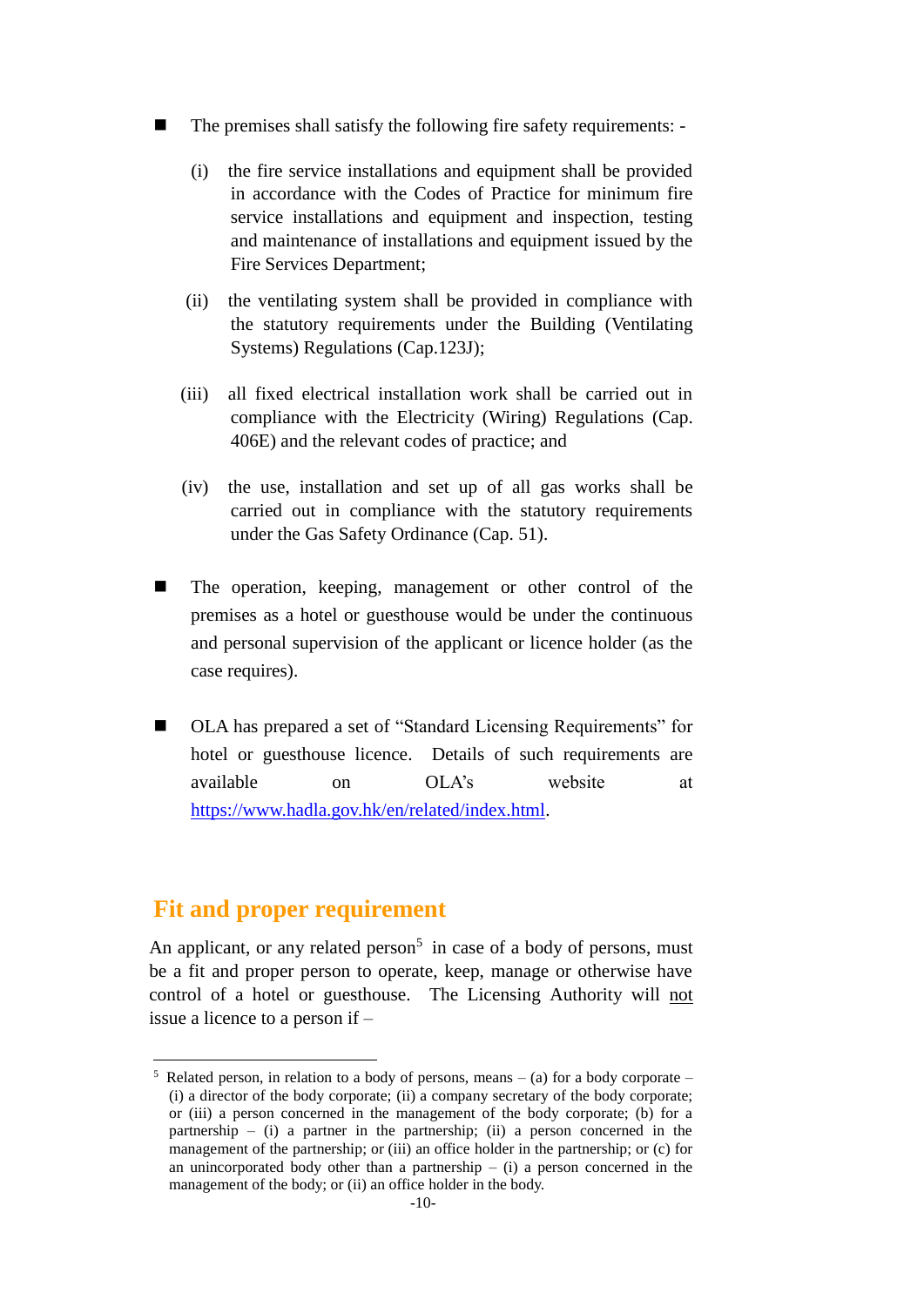- The premises shall satisfy the following fire safety requirements: -

  (i) the fire service installations and equipment shall be provided in accordance with the Codes of Practice for minimum fire service installations and equipment and inspection, testing and maintenance of installations and equipment issued by the Fire Services Department;

  (ii) the ventilating system shall be provided in compliance with the statutory requirements under the Building (Ventilating Systems) Regulations (Cap.123J);

  (iii) all fixed electrical installation work shall be carried out in compliance with the Electricity (Wiring) Regulations (Cap. 406E) and the relevant codes of practice; and

  (iv) the use, installation and set up of all gas works shall be carried out in compliance with the statutory requirements under the Gas Safety Ordinance (Cap. 51).

- The operation, keeping, management or other control of the premises as a hotel or guesthouse would be under the continuous and personal supervision of the applicant or licence holder (as the case requires).

- OLA has prepared a set of "Standard Licensing Requirements" for hotel or guesthouse licence. Details of such requirements are available on OLA's website at https://www.hadla.gov.hk/en/related/index.html.

## Fit and proper requirement

An applicant, or any related person[5] in case of a body of persons, must be a fit and proper person to operate, keep, manage or otherwise have control of a hotel or guesthouse. The Licensing Authority will <u>not</u> issue a licence to a person if –

---

[5] Related person, in relation to a body of persons, means – (a) for a body corporate – (i) a director of the body corporate; (ii) a company secretary of the body corporate; or (iii) a person concerned in the management of the body corporate; (b) for a partnership – (i) a partner in the partnership; (ii) a person concerned in the management of the partnership; or (iii) an office holder in the partnership; or (c) for an unincorporated body other than a partnership – (i) a person concerned in the management of the body; or (ii) an office holder in the body.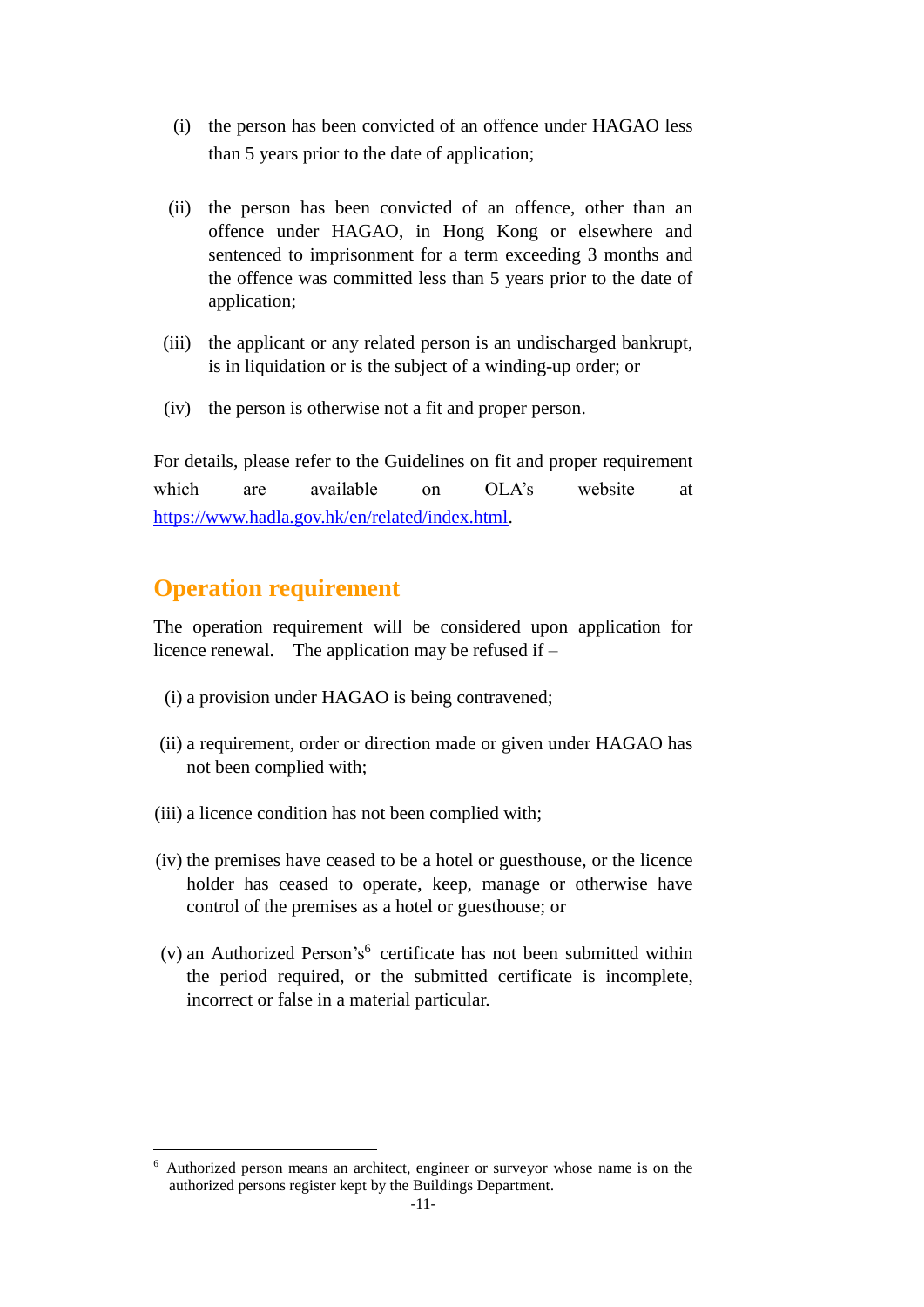(i) the person has been convicted of an offence under HAGAO less than 5 years prior to the date of application;

(ii) the person has been convicted of an offence, other than an offence under HAGAO, in Hong Kong or elsewhere and sentenced to imprisonment for a term exceeding 3 months and the offence was committed less than 5 years prior to the date of application;

(iii) the applicant or any related person is an undischarged bankrupt, is in liquidation or is the subject of a winding-up order; or

(iv) the person is otherwise not a fit and proper person.

For details, please refer to the Guidelines on fit and proper requirement which are available on OLA's website at [https://www.hadla.gov.hk/en/related/index.html](https://www.hadla.gov.hk/en/related/index.html).

## Operation requirement

The operation requirement will be considered upon application for licence renewal. The application may be refused if –

(i) a provision under HAGAO is being contravened;

(ii) a requirement, order or direction made or given under HAGAO has not been complied with;

(iii) a licence condition has not been complied with;

(iv) the premises have ceased to be a hotel or guesthouse, or the licence holder has ceased to operate, keep, manage or otherwise have control of the premises as a hotel or guesthouse; or

(v) an Authorized Person's[6] certificate has not been submitted within the period required, or the submitted certificate is incomplete, incorrect or false in a material particular.

[6] Authorized person means an architect, engineer or surveyor whose name is on the authorized persons register kept by the Buildings Department.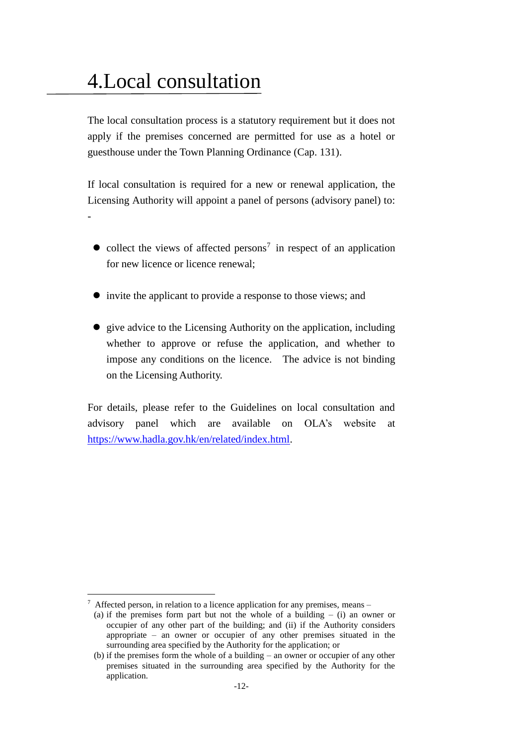# 4.Local consultation

The local consultation process is a statutory requirement but it does not apply if the premises concerned are permitted for use as a hotel or guesthouse under the Town Planning Ordinance (Cap. 131).

If local consultation is required for a new or renewal application, the Licensing Authority will appoint a panel of persons (advisory panel) to: -

- collect the views of affected persons[7] in respect of an application for new licence or licence renewal;
- invite the applicant to provide a response to those views; and
- give advice to the Licensing Authority on the application, including whether to approve or refuse the application, and whether to impose any conditions on the licence. The advice is not binding on the Licensing Authority.

For details, please refer to the Guidelines on local consultation and advisory panel which are available on OLA's website at https://www.hadla.gov.hk/en/related/index.html.

---

[7] Affected person, in relation to a licence application for any premises, means –
(a) if the premises form part but not the whole of a building – (i) an owner or occupier of any other part of the building; and (ii) if the Authority considers appropriate – an owner or occupier of any other premises situated in the surrounding area specified by the Authority for the application; or
(b) if the premises form the whole of a building – an owner or occupier of any other premises situated in the surrounding area specified by the Authority for the application.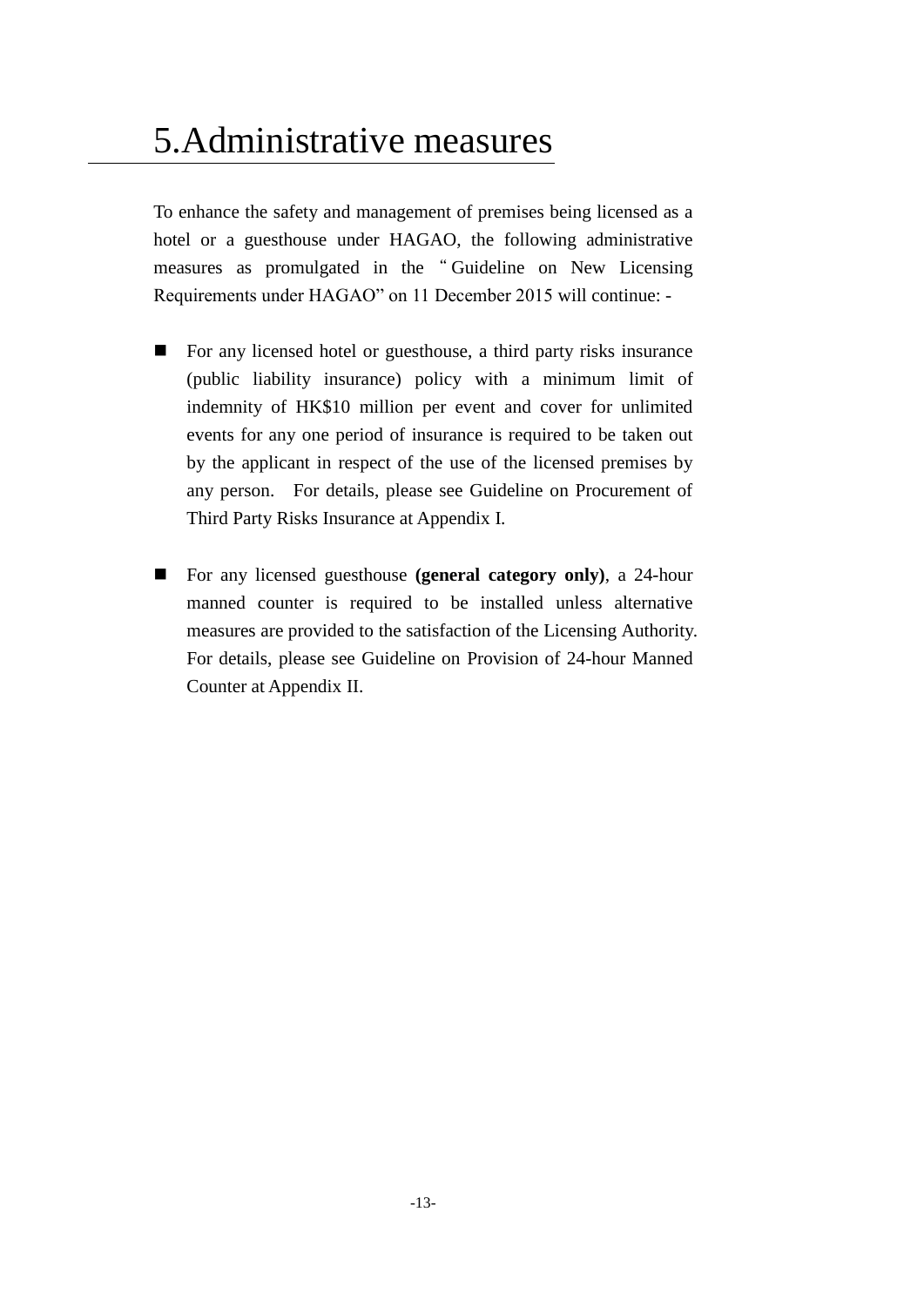# 5.Administrative measures

To enhance the safety and management of premises being licensed as a hotel or a guesthouse under HAGAO, the following administrative measures as promulgated in the "Guideline on New Licensing Requirements under HAGAO" on 11 December 2015 will continue: -

- For any licensed hotel or guesthouse, a third party risks insurance (public liability insurance) policy with a minimum limit of indemnity of HK$10 million per event and cover for unlimited events for any one period of insurance is required to be taken out by the applicant in respect of the use of the licensed premises by any person. For details, please see Guideline on Procurement of Third Party Risks Insurance at Appendix I.

- For any licensed guesthouse **(general category only)**, a 24-hour manned counter is required to be installed unless alternative measures are provided to the satisfaction of the Licensing Authority. For details, please see Guideline on Provision of 24-hour Manned Counter at Appendix II.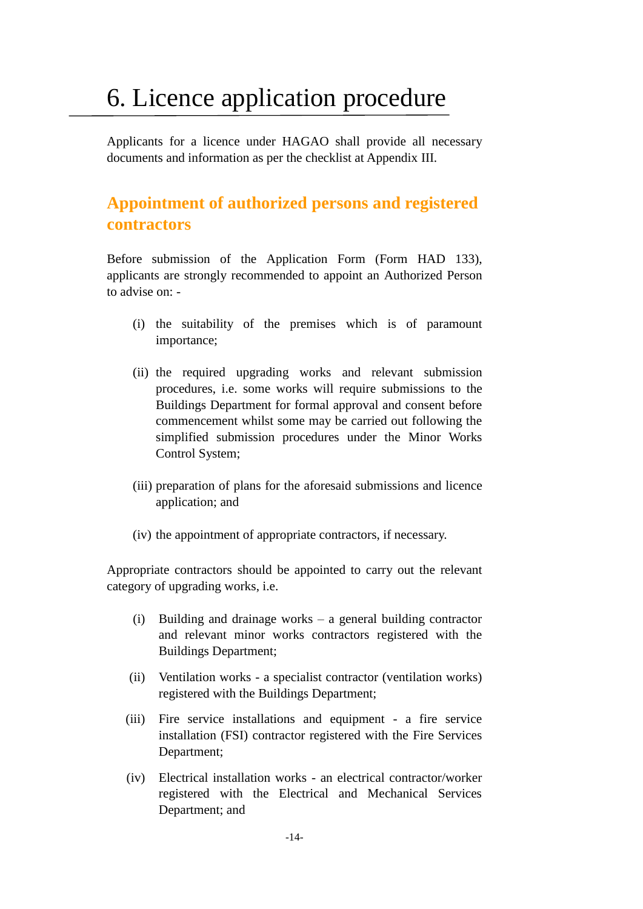# 6. Licence application procedure

Applicants for a licence under HAGAO shall provide all necessary documents and information as per the checklist at Appendix III.

## Appointment of authorized persons and registered contractors

Before submission of the Application Form (Form HAD 133), applicants are strongly recommended to appoint an Authorized Person to advise on: -

(i) the suitability of the premises which is of paramount importance;

(ii) the required upgrading works and relevant submission procedures, i.e. some works will require submissions to the Buildings Department for formal approval and consent before commencement whilst some may be carried out following the simplified submission procedures under the Minor Works Control System;

(iii) preparation of plans for the aforesaid submissions and licence application; and

(iv) the appointment of appropriate contractors, if necessary.

Appropriate contractors should be appointed to carry out the relevant category of upgrading works, i.e.

(i) Building and drainage works – a general building contractor and relevant minor works contractors registered with the Buildings Department;

(ii) Ventilation works - a specialist contractor (ventilation works) registered with the Buildings Department;

(iii) Fire service installations and equipment - a fire service installation (FSI) contractor registered with the Fire Services Department;

(iv) Electrical installation works - an electrical contractor/worker registered with the Electrical and Mechanical Services Department; and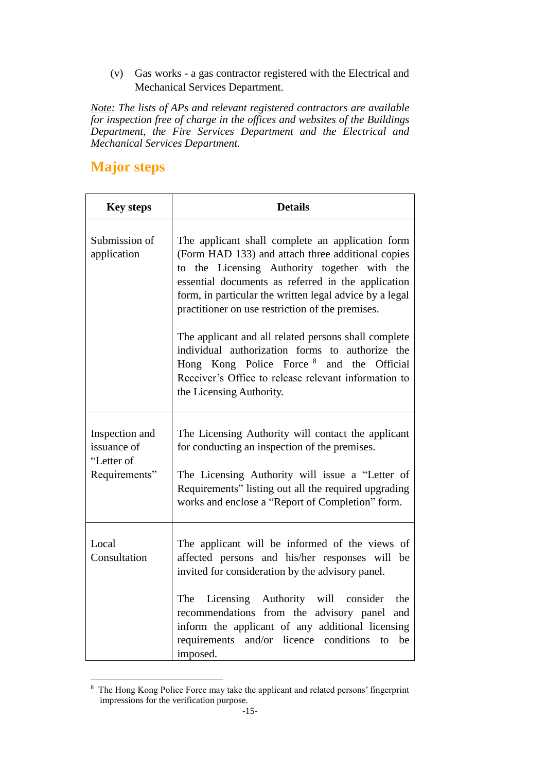(v) Gas works - a gas contractor registered with the Electrical and Mechanical Services Department.

*Note: The lists of APs and relevant registered contractors are available for inspection free of charge in the offices and websites of the Buildings Department, the Fire Services Department and the Electrical and Mechanical Services Department.*

## Major steps

| Key steps | Details |
| --- | --- |
| Submission of application | The applicant shall complete an application form (Form HAD 133) and attach three additional copies to the Licensing Authority together with the essential documents as referred in the application form, in particular the written legal advice by a legal practitioner on use restriction of the premises.<br><br>The applicant and all related persons shall complete individual authorization forms to authorize the Hong Kong Police Force [8] and the Official Receiver's Office to release relevant information to the Licensing Authority. |
| Inspection and issuance of "Letter of Requirements" | The Licensing Authority will contact the applicant for conducting an inspection of the premises.<br><br>The Licensing Authority will issue a "Letter of Requirements" listing out all the required upgrading works and enclose a "Report of Completion" form. |
| Local Consultation | The applicant will be informed of the views of affected persons and his/her responses will be invited for consideration by the advisory panel.<br><br>The Licensing Authority will consider the recommendations from the advisory panel and inform the applicant of any additional licensing requirements and/or licence conditions to be imposed. |

[8] The Hong Kong Police Force may take the applicant and related persons' fingerprint impressions for the verification purpose.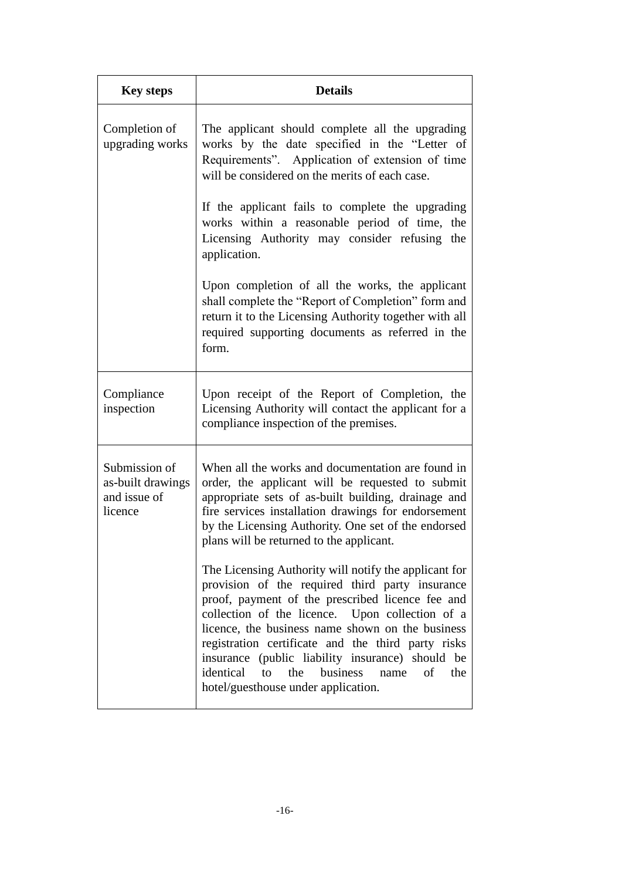| Key steps | Details |
|---|---|
| Completion of upgrading works | The applicant should complete all the upgrading works by the date specified in the "Letter of Requirements". Application of extension of time will be considered on the merits of each case.<br><br>If the applicant fails to complete the upgrading works within a reasonable period of time, the Licensing Authority may consider refusing the application.<br><br>Upon completion of all the works, the applicant shall complete the "Report of Completion" form and return it to the Licensing Authority together with all required supporting documents as referred in the form. |
| Compliance inspection | Upon receipt of the Report of Completion, the Licensing Authority will contact the applicant for a compliance inspection of the premises. |
| Submission of as-built drawings and issue of licence | When all the works and documentation are found in order, the applicant will be requested to submit appropriate sets of as-built building, drainage and fire services installation drawings for endorsement by the Licensing Authority. One set of the endorsed plans will be returned to the applicant.<br><br>The Licensing Authority will notify the applicant for provision of the required third party insurance proof, payment of the prescribed licence fee and collection of the licence. Upon collection of a licence, the business name shown on the business registration certificate and the third party risks insurance (public liability insurance) should be identical to the business name of the hotel/guesthouse under application. |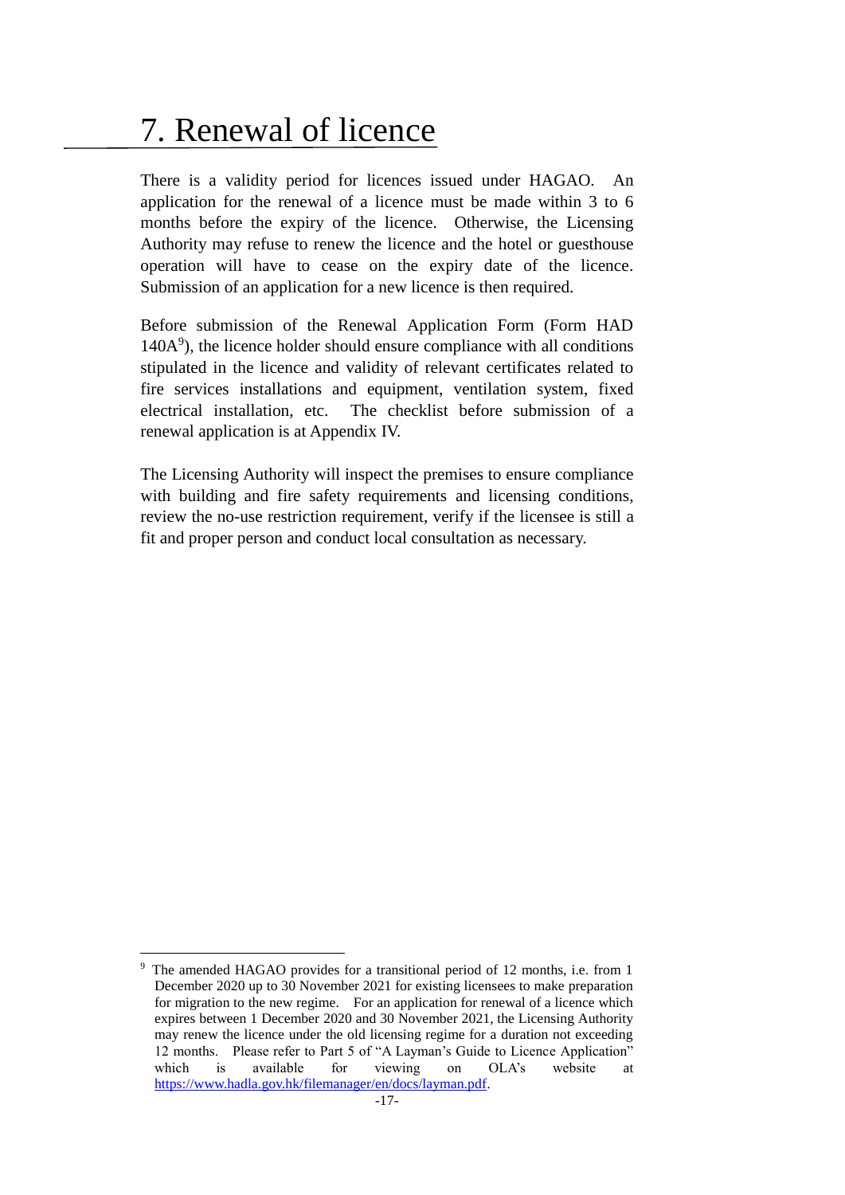# 7. Renewal of licence

There is a validity period for licences issued under HAGAO. An application for the renewal of a licence must be made within 3 to 6 months before the expiry of the licence. Otherwise, the Licensing Authority may refuse to renew the licence and the hotel or guesthouse operation will have to cease on the expiry date of the licence. Submission of an application for a new licence is then required.

Before submission of the Renewal Application Form (Form HAD 140A[9]), the licence holder should ensure compliance with all conditions stipulated in the licence and validity of relevant certificates related to fire services installations and equipment, ventilation system, fixed electrical installation, etc. The checklist before submission of a renewal application is at Appendix IV.

The Licensing Authority will inspect the premises to ensure compliance with building and fire safety requirements and licensing conditions, review the no-use restriction requirement, verify if the licensee is still a fit and proper person and conduct local consultation as necessary.

[9] The amended HAGAO provides for a transitional period of 12 months, i.e. from 1 December 2020 up to 30 November 2021 for existing licensees to make preparation for migration to the new regime. For an application for renewal of a licence which expires between 1 December 2020 and 30 November 2021, the Licensing Authority may renew the licence under the old licensing regime for a duration not exceeding 12 months. Please refer to Part 5 of "A Layman's Guide to Licence Application" which is available for viewing on OLA's website at https://www.hadla.gov.hk/filemanager/en/docs/layman.pdf.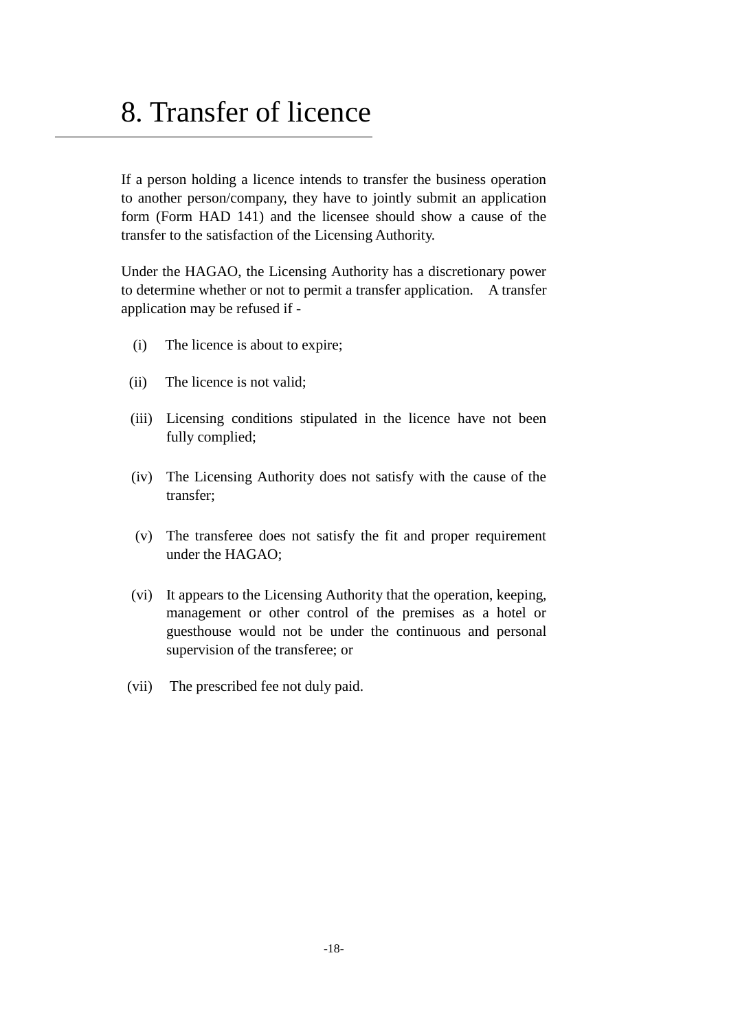# 8. Transfer of licence

If a person holding a licence intends to transfer the business operation to another person/company, they have to jointly submit an application form (Form HAD 141) and the licensee should show a cause of the transfer to the satisfaction of the Licensing Authority.

Under the HAGAO, the Licensing Authority has a discretionary power to determine whether or not to permit a transfer application. A transfer application may be refused if -

(i) The licence is about to expire;

(ii) The licence is not valid;

(iii) Licensing conditions stipulated in the licence have not been fully complied;

(iv) The Licensing Authority does not satisfy with the cause of the transfer;

(v) The transferee does not satisfy the fit and proper requirement under the HAGAO;

(vi) It appears to the Licensing Authority that the operation, keeping, management or other control of the premises as a hotel or guesthouse would not be under the continuous and personal supervision of the transferee; or

(vii) The prescribed fee not duly paid.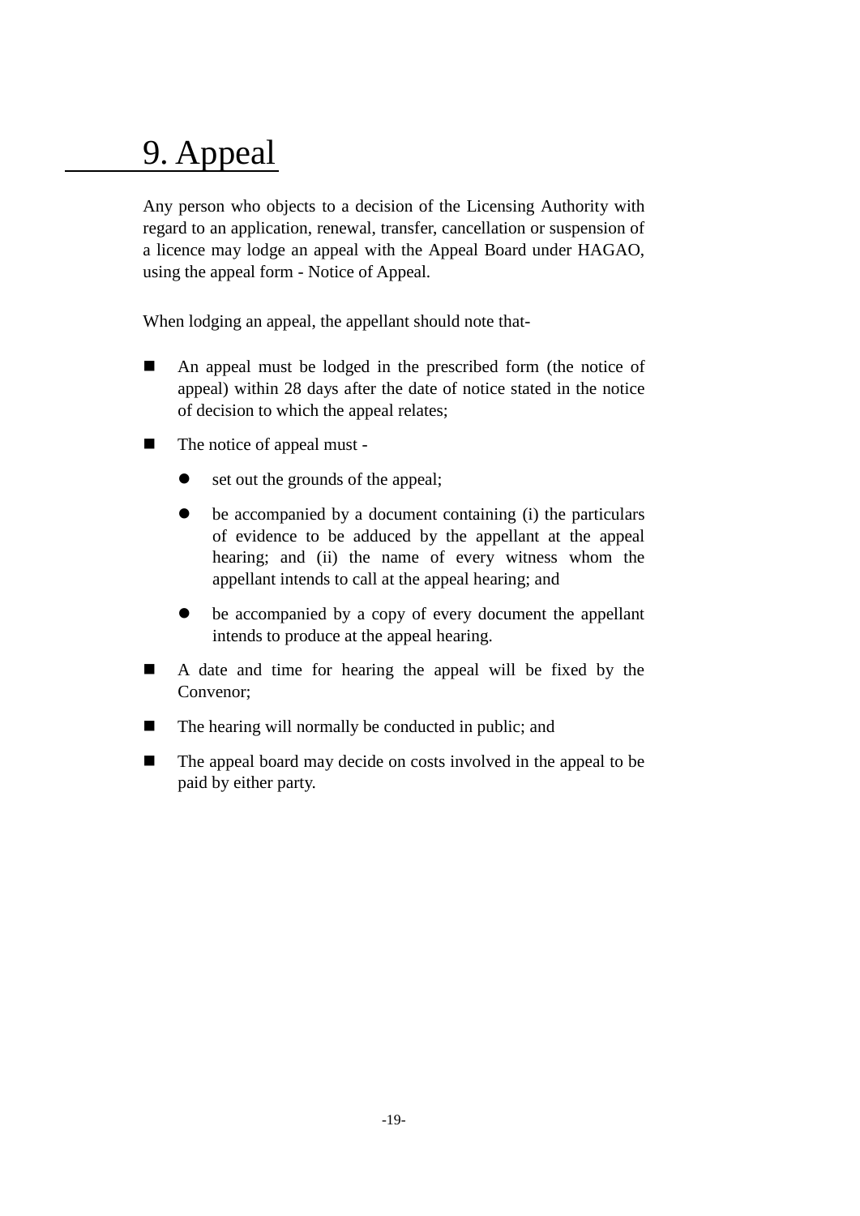# 9. Appeal

Any person who objects to a decision of the Licensing Authority with regard to an application, renewal, transfer, cancellation or suspension of a licence may lodge an appeal with the Appeal Board under HAGAO, using the appeal form - Notice of Appeal.

When lodging an appeal, the appellant should note that-

- An appeal must be lodged in the prescribed form (the notice of appeal) within 28 days after the date of notice stated in the notice of decision to which the appeal relates;
- The notice of appeal must -
  - set out the grounds of the appeal;
  - be accompanied by a document containing (i) the particulars of evidence to be adduced by the appellant at the appeal hearing; and (ii) the name of every witness whom the appellant intends to call at the appeal hearing; and
  - be accompanied by a copy of every document the appellant intends to produce at the appeal hearing.
- A date and time for hearing the appeal will be fixed by the Convenor;
- The hearing will normally be conducted in public; and
- The appeal board may decide on costs involved in the appeal to be paid by either party.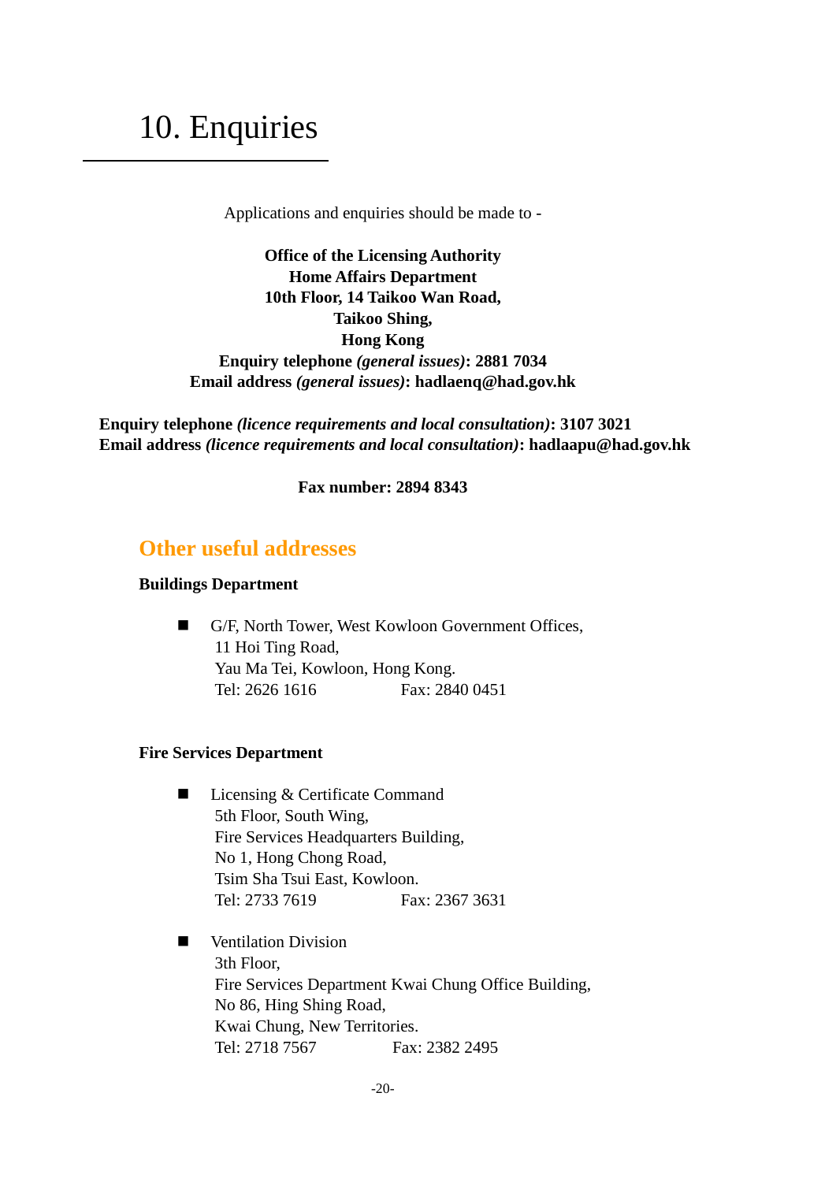# 10. Enquiries

Applications and enquiries should be made to -

**Office of the Licensing Authority**
**Home Affairs Department**
**10th Floor, 14 Taikoo Wan Road,**
**Taikoo Shing,**
**Hong Kong**
**Enquiry telephone *(general issues)*: 2881 7034**
**Email address *(general issues)*: hadlaenq@had.gov.hk**

**Enquiry telephone *(licence requirements and local consultation)*: 3107 3021**
**Email address *(licence requirements and local consultation)*: hadlaapu@had.gov.hk**

**Fax number: 2894 8343**

## Other useful addresses

**Buildings Department**

- G/F, North Tower, West Kowloon Government Offices,
  11 Hoi Ting Road,
  Yau Ma Tei, Kowloon, Hong Kong.
  Tel: 2626 1616 Fax: 2840 0451

**Fire Services Department**

- Licensing & Certificate Command
  5th Floor, South Wing,
  Fire Services Headquarters Building,
  No 1, Hong Chong Road,
  Tsim Sha Tsui East, Kowloon.
  Tel: 2733 7619 Fax: 2367 3631

- Ventilation Division
  3th Floor,
  Fire Services Department Kwai Chung Office Building,
  No 86, Hing Shing Road,
  Kwai Chung, New Territories.
  Tel: 2718 7567 Fax: 2382 2495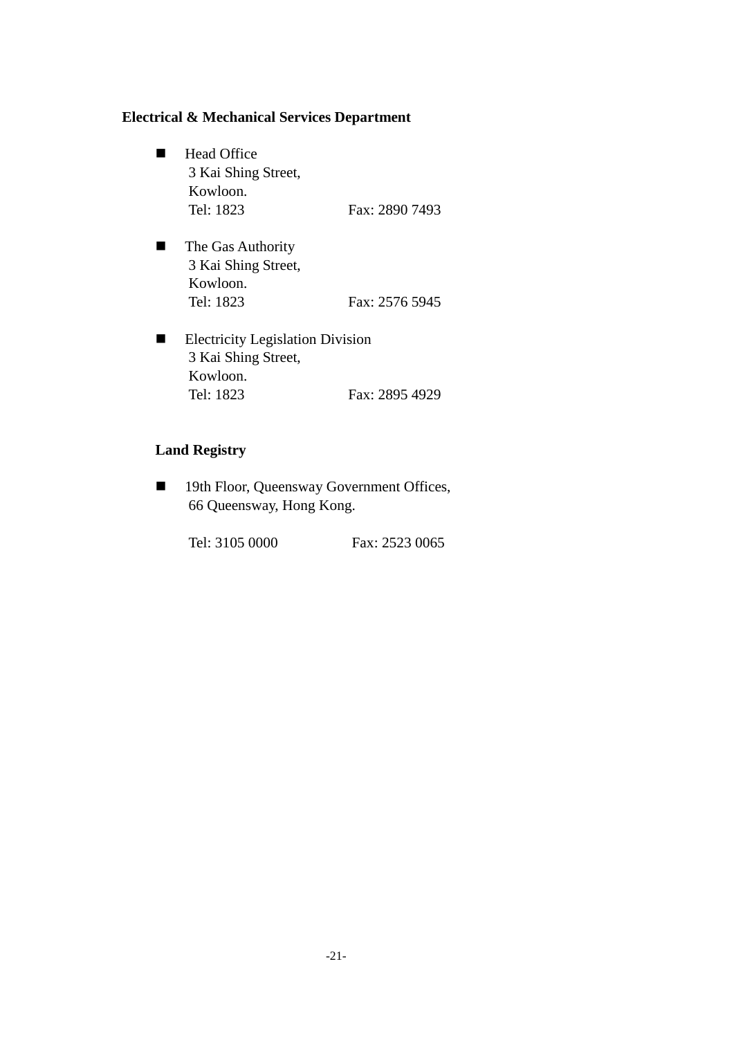**Electrical & Mechanical Services Department**

- Head Office
  3 Kai Shing Street,
  Kowloon.
  Tel: 1823 Fax: 2890 7493

- The Gas Authority
  3 Kai Shing Street,
  Kowloon.
  Tel: 1823 Fax: 2576 5945

- Electricity Legislation Division
  3 Kai Shing Street,
  Kowloon.
  Tel: 1823 Fax: 2895 4929

**Land Registry**

- 19th Floor, Queensway Government Offices,
  66 Queensway, Hong Kong.

  Tel: 3105 0000 Fax: 2523 0065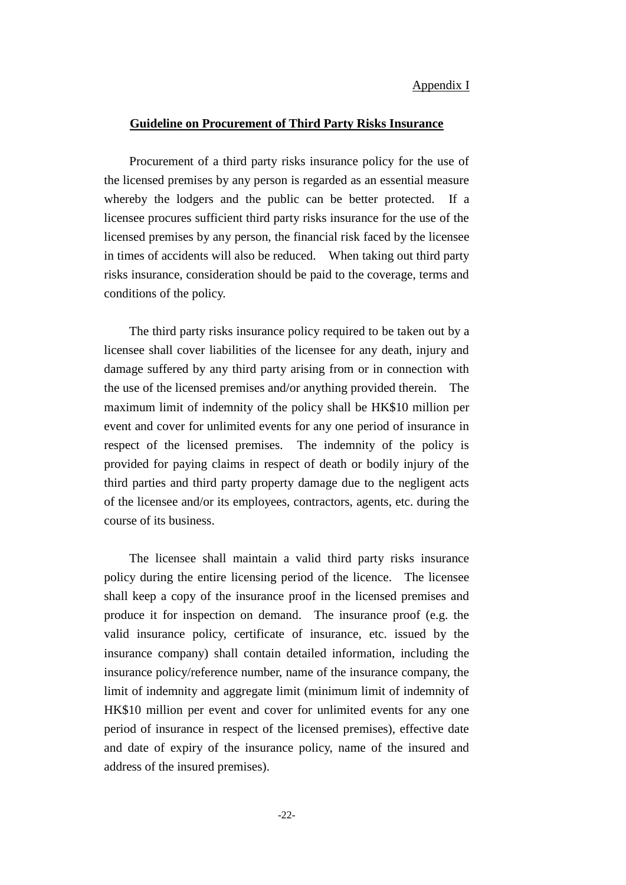Appendix I

## Guideline on Procurement of Third Party Risks Insurance

Procurement of a third party risks insurance policy for the use of the licensed premises by any person is regarded as an essential measure whereby the lodgers and the public can be better protected. If a licensee procures sufficient third party risks insurance for the use of the licensed premises by any person, the financial risk faced by the licensee in times of accidents will also be reduced. When taking out third party risks insurance, consideration should be paid to the coverage, terms and conditions of the policy.

The third party risks insurance policy required to be taken out by a licensee shall cover liabilities of the licensee for any death, injury and damage suffered by any third party arising from or in connection with the use of the licensed premises and/or anything provided therein. The maximum limit of indemnity of the policy shall be HK$10 million per event and cover for unlimited events for any one period of insurance in respect of the licensed premises. The indemnity of the policy is provided for paying claims in respect of death or bodily injury of the third parties and third party property damage due to the negligent acts of the licensee and/or its employees, contractors, agents, etc. during the course of its business.

The licensee shall maintain a valid third party risks insurance policy during the entire licensing period of the licence. The licensee shall keep a copy of the insurance proof in the licensed premises and produce it for inspection on demand. The insurance proof (e.g. the valid insurance policy, certificate of insurance, etc. issued by the insurance company) shall contain detailed information, including the insurance policy/reference number, name of the insurance company, the limit of indemnity and aggregate limit (minimum limit of indemnity of HK$10 million per event and cover for unlimited events for any one period of insurance in respect of the licensed premises), effective date and date of expiry of the insurance policy, name of the insured and address of the insured premises).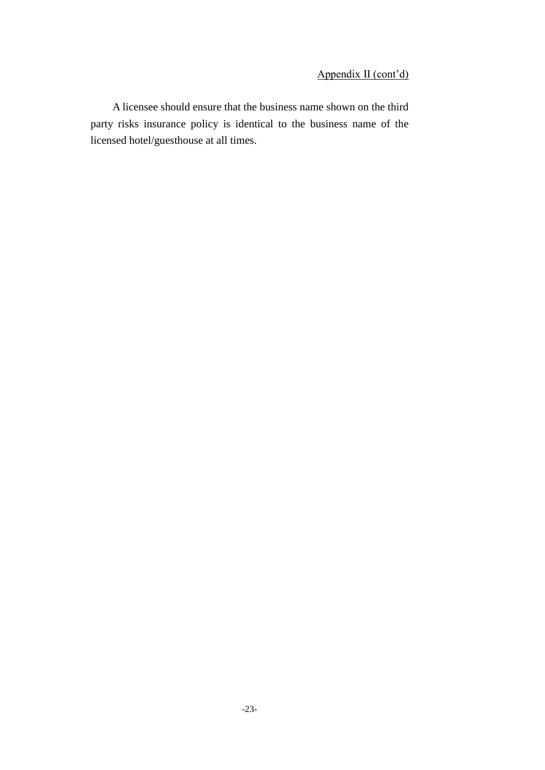Appendix II (cont'd)

A licensee should ensure that the business name shown on the third party risks insurance policy is identical to the business name of the licensed hotel/guesthouse at all times.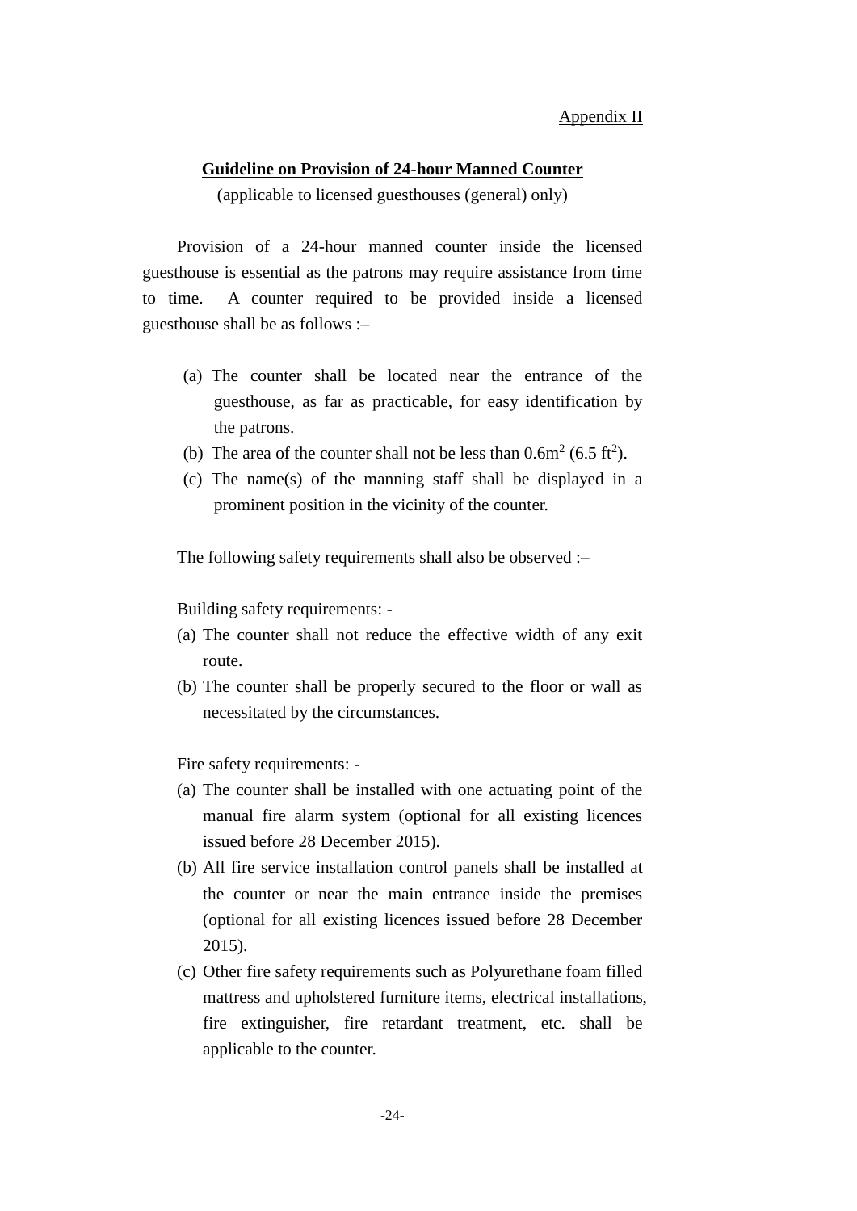Appendix II

## Guideline on Provision of 24-hour Manned Counter

(applicable to licensed guesthouses (general) only)

Provision of a 24-hour manned counter inside the licensed guesthouse is essential as the patrons may require assistance from time to time. A counter required to be provided inside a licensed guesthouse shall be as follows :–

(a) The counter shall be located near the entrance of the guesthouse, as far as practicable, for easy identification by the patrons.
(b) The area of the counter shall not be less than $0.6m^2$ ($6.5 ft^2$).
(c) The name(s) of the manning staff shall be displayed in a prominent position in the vicinity of the counter.

The following safety requirements shall also be observed :–

Building safety requirements: -

(a) The counter shall not reduce the effective width of any exit route.
(b) The counter shall be properly secured to the floor or wall as necessitated by the circumstances.

Fire safety requirements: -

(a) The counter shall be installed with one actuating point of the manual fire alarm system (optional for all existing licences issued before 28 December 2015).
(b) All fire service installation control panels shall be installed at the counter or near the main entrance inside the premises (optional for all existing licences issued before 28 December 2015).
(c) Other fire safety requirements such as Polyurethane foam filled mattress and upholstered furniture items, electrical installations, fire extinguisher, fire retardant treatment, etc. shall be applicable to the counter.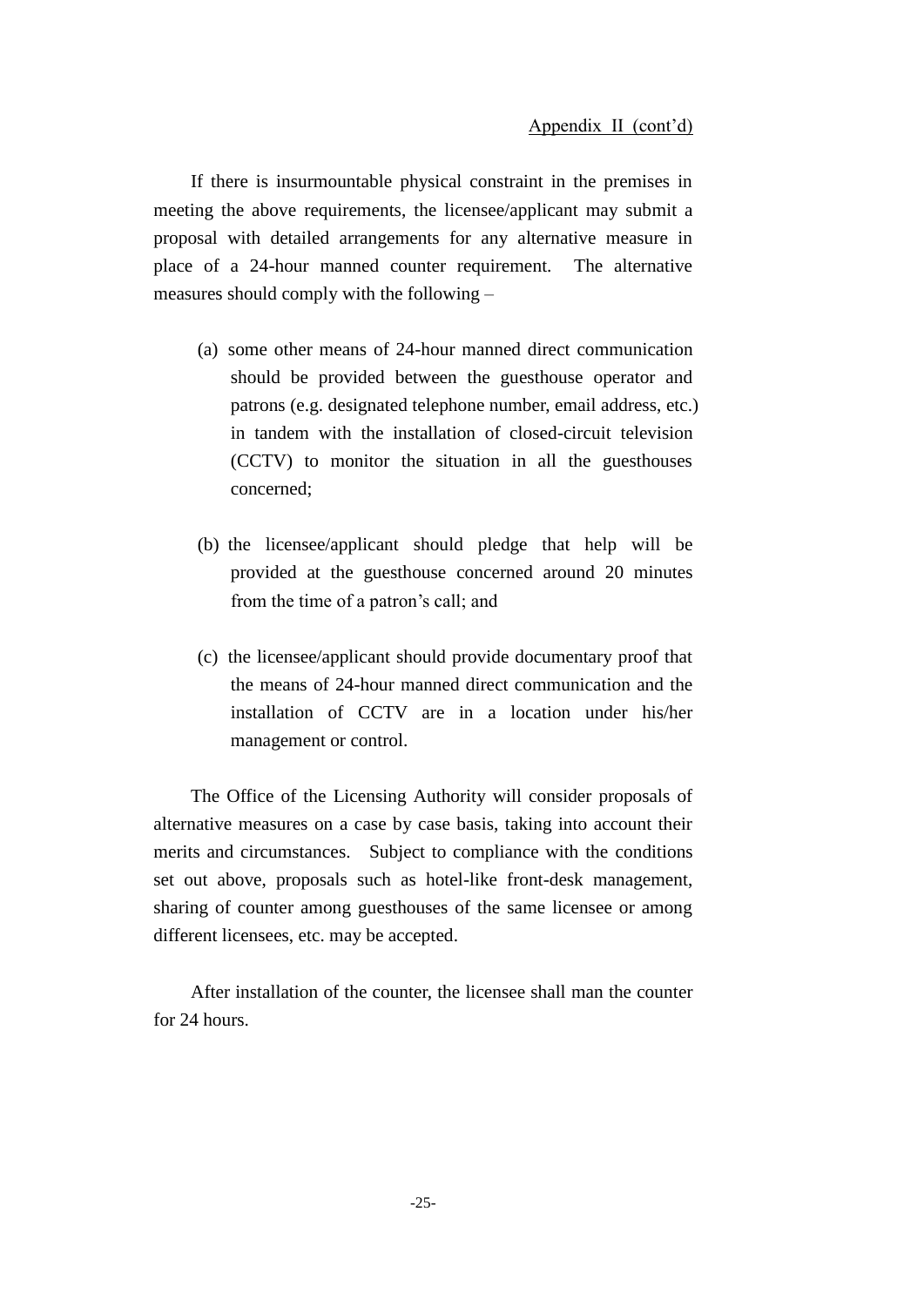Appendix II (cont'd)

If there is insurmountable physical constraint in the premises in meeting the above requirements, the licensee/applicant may submit a proposal with detailed arrangements for any alternative measure in place of a 24-hour manned counter requirement. The alternative measures should comply with the following –

(a) some other means of 24-hour manned direct communication should be provided between the guesthouse operator and patrons (e.g. designated telephone number, email address, etc.) in tandem with the installation of closed-circuit television (CCTV) to monitor the situation in all the guesthouses concerned;

(b) the licensee/applicant should pledge that help will be provided at the guesthouse concerned around 20 minutes from the time of a patron's call; and

(c) the licensee/applicant should provide documentary proof that the means of 24-hour manned direct communication and the installation of CCTV are in a location under his/her management or control.

The Office of the Licensing Authority will consider proposals of alternative measures on a case by case basis, taking into account their merits and circumstances. Subject to compliance with the conditions set out above, proposals such as hotel-like front-desk management, sharing of counter among guesthouses of the same licensee or among different licensees, etc. may be accepted.

After installation of the counter, the licensee shall man the counter for 24 hours.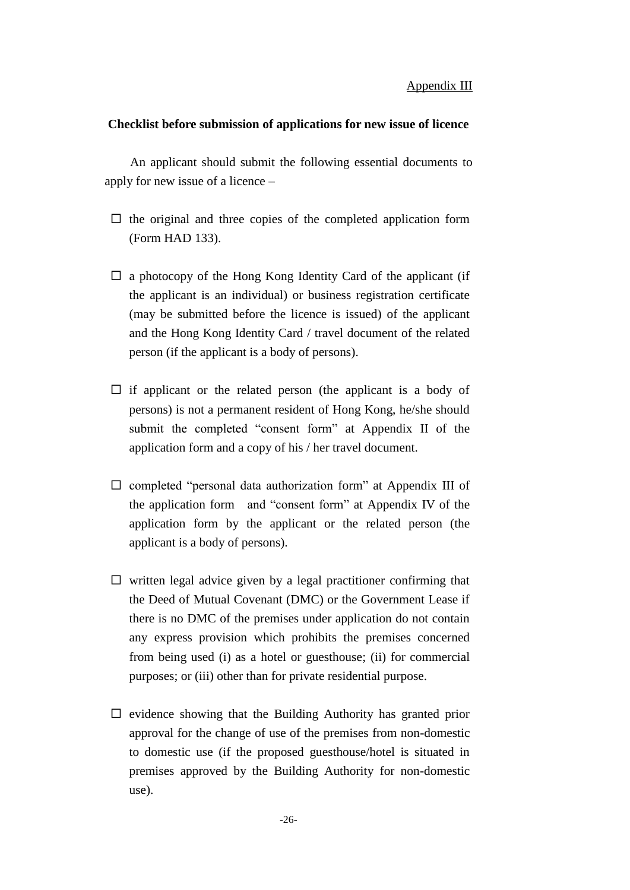Appendix III

**Checklist before submission of applications for new issue of licence**

An applicant should submit the following essential documents to apply for new issue of a licence –

- ☐ the original and three copies of the completed application form (Form HAD 133).

- ☐ a photocopy of the Hong Kong Identity Card of the applicant (if the applicant is an individual) or business registration certificate (may be submitted before the licence is issued) of the applicant and the Hong Kong Identity Card / travel document of the related person (if the applicant is a body of persons).

- ☐ if applicant or the related person (the applicant is a body of persons) is not a permanent resident of Hong Kong, he/she should submit the completed "consent form" at Appendix II of the application form and a copy of his / her travel document.

- ☐ completed "personal data authorization form" at Appendix III of the application form and "consent form" at Appendix IV of the application form by the applicant or the related person (the applicant is a body of persons).

- ☐ written legal advice given by a legal practitioner confirming that the Deed of Mutual Covenant (DMC) or the Government Lease if there is no DMC of the premises under application do not contain any express provision which prohibits the premises concerned from being used (i) as a hotel or guesthouse; (ii) for commercial purposes; or (iii) other than for private residential purpose.

- ☐ evidence showing that the Building Authority has granted prior approval for the change of use of the premises from non-domestic to domestic use (if the proposed guesthouse/hotel is situated in premises approved by the Building Authority for non-domestic use).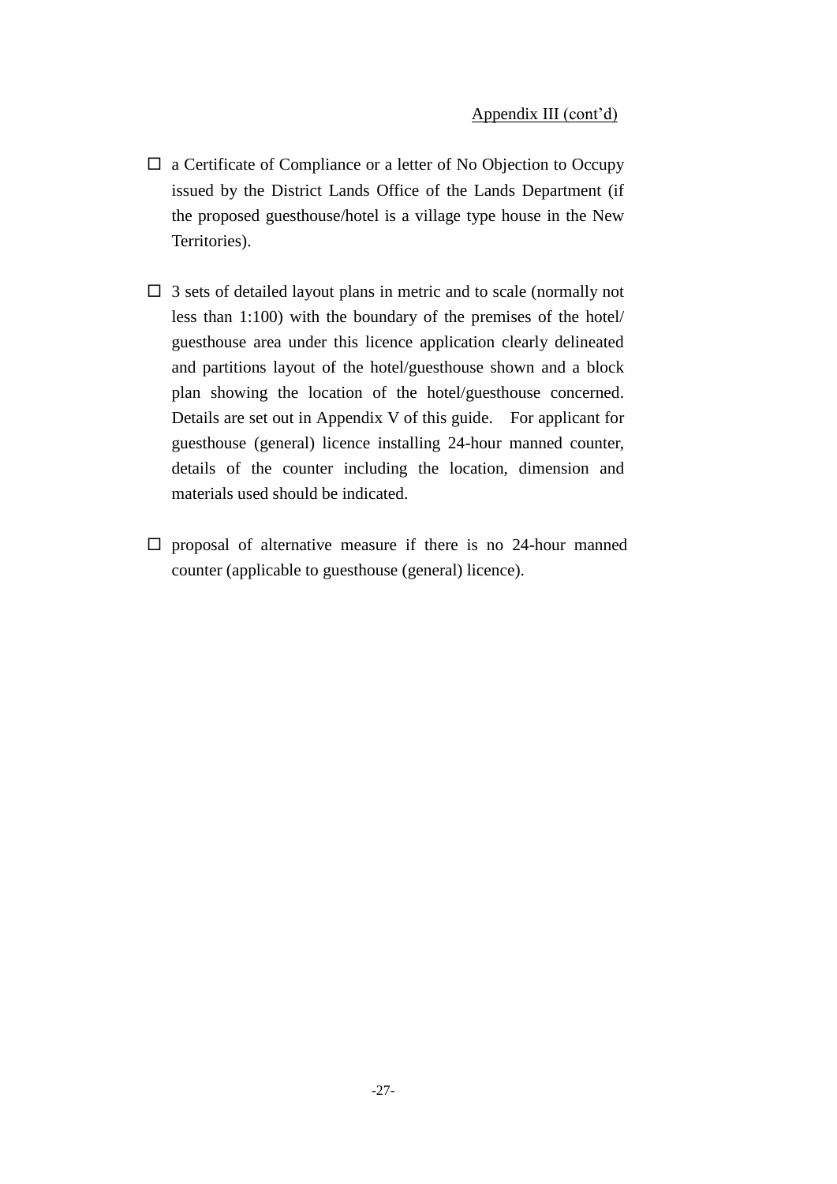Appendix III (cont'd)

☐ a Certificate of Compliance or a letter of No Objection to Occupy issued by the District Lands Office of the Lands Department (if the proposed guesthouse/hotel is a village type house in the New Territories).

☐ 3 sets of detailed layout plans in metric and to scale (normally not less than 1:100) with the boundary of the premises of the hotel/ guesthouse area under this licence application clearly delineated and partitions layout of the hotel/guesthouse shown and a block plan showing the location of the hotel/guesthouse concerned. Details are set out in Appendix V of this guide. For applicant for guesthouse (general) licence installing 24-hour manned counter, details of the counter including the location, dimension and materials used should be indicated.

☐ proposal of alternative measure if there is no 24-hour manned counter (applicable to guesthouse (general) licence).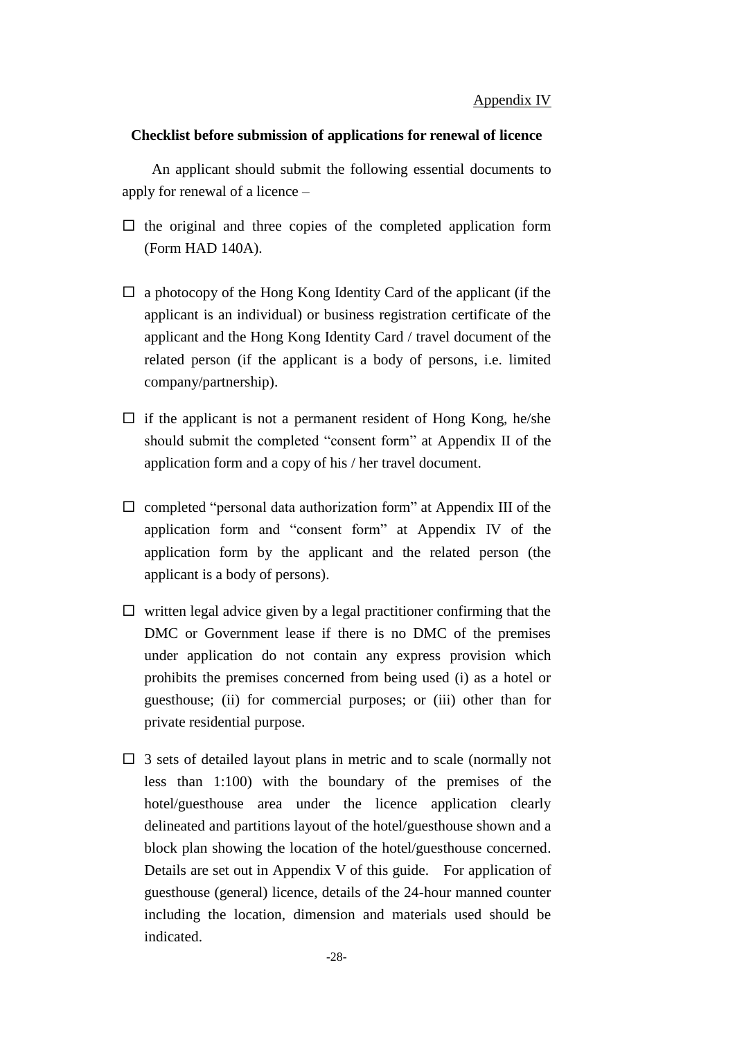Appendix IV

**Checklist before submission of applications for renewal of licence**

An applicant should submit the following essential documents to apply for renewal of a licence –

- ☐ the original and three copies of the completed application form (Form HAD 140A).

- ☐ a photocopy of the Hong Kong Identity Card of the applicant (if the applicant is an individual) or business registration certificate of the applicant and the Hong Kong Identity Card / travel document of the related person (if the applicant is a body of persons, i.e. limited company/partnership).

- ☐ if the applicant is not a permanent resident of Hong Kong, he/she should submit the completed "consent form" at Appendix II of the application form and a copy of his / her travel document.

- ☐ completed "personal data authorization form" at Appendix III of the application form and "consent form" at Appendix IV of the application form by the applicant and the related person (the applicant is a body of persons).

- ☐ written legal advice given by a legal practitioner confirming that the DMC or Government lease if there is no DMC of the premises under application do not contain any express provision which prohibits the premises concerned from being used (i) as a hotel or guesthouse; (ii) for commercial purposes; or (iii) other than for private residential purpose.

- ☐ 3 sets of detailed layout plans in metric and to scale (normally not less than 1:100) with the boundary of the premises of the hotel/guesthouse area under the licence application clearly delineated and partitions layout of the hotel/guesthouse shown and a block plan showing the location of the hotel/guesthouse concerned. Details are set out in Appendix V of this guide. For application of guesthouse (general) licence, details of the 24-hour manned counter including the location, dimension and materials used should be indicated.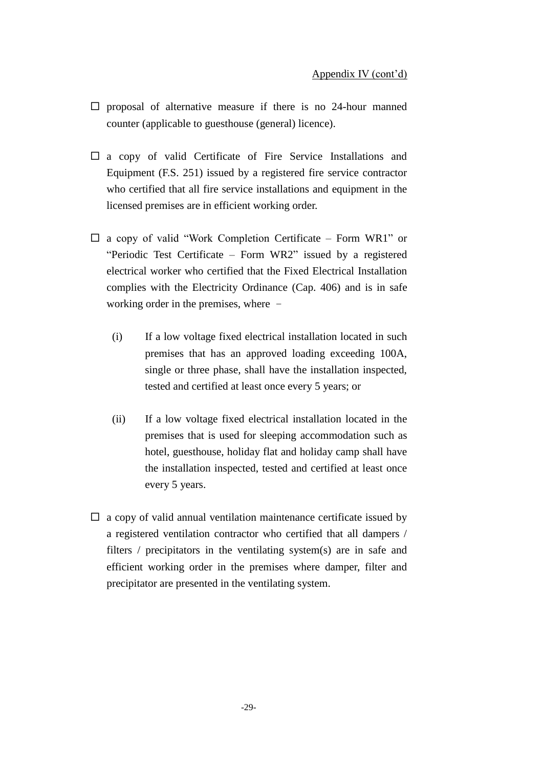Appendix IV (cont'd)

- ☐ proposal of alternative measure if there is no 24-hour manned counter (applicable to guesthouse (general) licence).

- ☐ a copy of valid Certificate of Fire Service Installations and Equipment (F.S. 251) issued by a registered fire service contractor who certified that all fire service installations and equipment in the licensed premises are in efficient working order.

- ☐ a copy of valid "Work Completion Certificate – Form WR1" or "Periodic Test Certificate – Form WR2" issued by a registered electrical worker who certified that the Fixed Electrical Installation complies with the Electricity Ordinance (Cap. 406) and is in safe working order in the premises, where –

  (i) If a low voltage fixed electrical installation located in such premises that has an approved loading exceeding 100A, single or three phase, shall have the installation inspected, tested and certified at least once every 5 years; or

  (ii) If a low voltage fixed electrical installation located in the premises that is used for sleeping accommodation such as hotel, guesthouse, holiday flat and holiday camp shall have the installation inspected, tested and certified at least once every 5 years.

- ☐ a copy of valid annual ventilation maintenance certificate issued by a registered ventilation contractor who certified that all dampers / filters / precipitators in the ventilating system(s) are in safe and efficient working order in the premises where damper, filter and precipitator are presented in the ventilating system.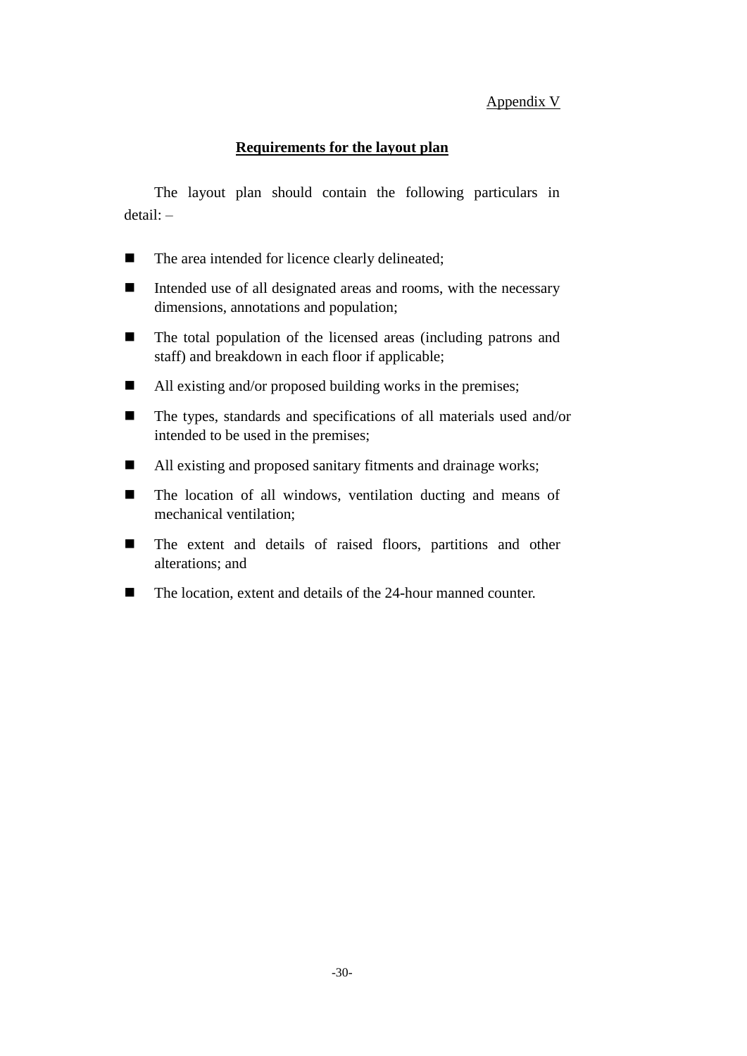Appendix V

## Requirements for the layout plan

The layout plan should contain the following particulars in detail: –

- The area intended for licence clearly delineated;
- Intended use of all designated areas and rooms, with the necessary dimensions, annotations and population;
- The total population of the licensed areas (including patrons and staff) and breakdown in each floor if applicable;
- All existing and/or proposed building works in the premises;
- The types, standards and specifications of all materials used and/or intended to be used in the premises;
- All existing and proposed sanitary fitments and drainage works;
- The location of all windows, ventilation ducting and means of mechanical ventilation;
- The extent and details of raised floors, partitions and other alterations; and
- The location, extent and details of the 24-hour manned counter.